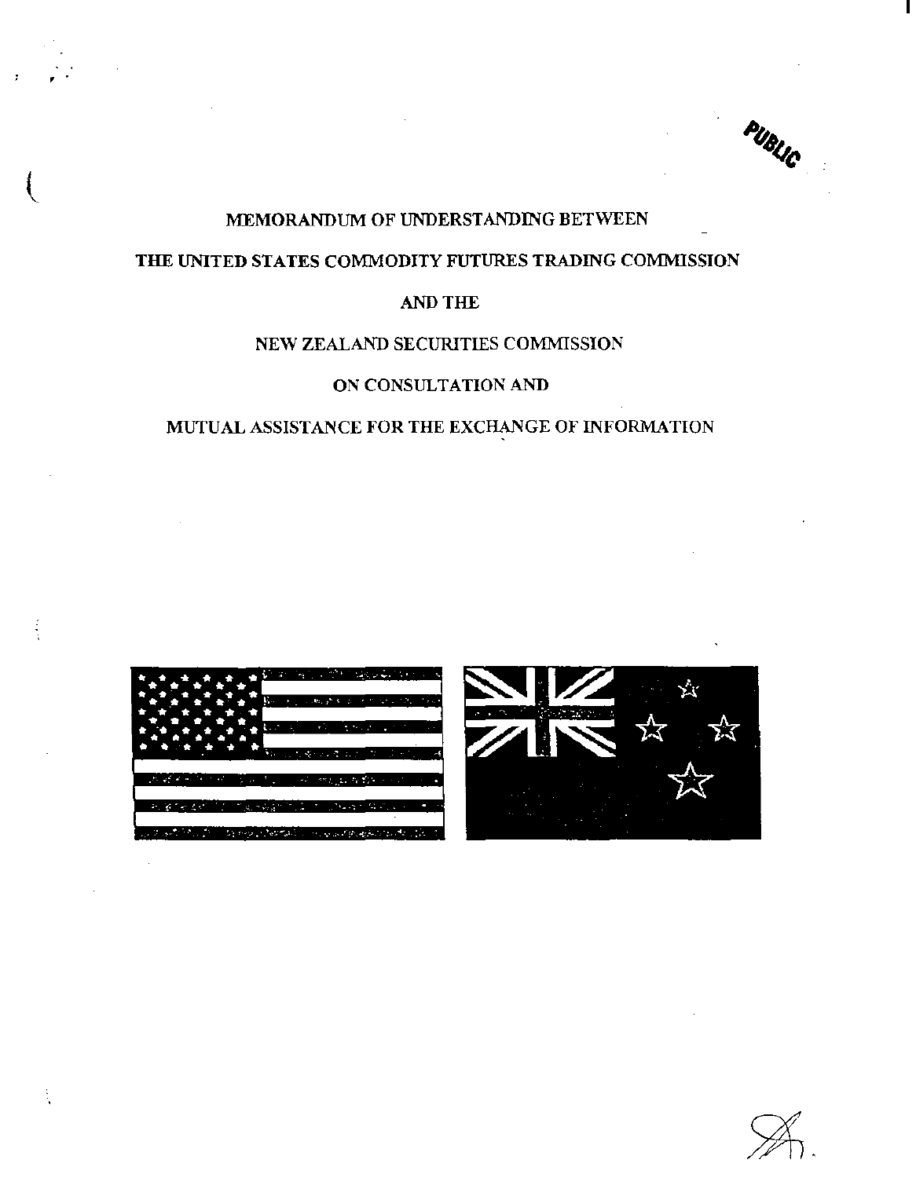PUBLIC

# MEMORANDUM OF UNDERSTANDING BETWEEN

# THE UNITED STATES COMMODITY FUTURES TRADING COMMISSION

# AND THE

# NEW ZEALAND SECURITIES COMMISSION

# ON CONSULTATION AND

# MUTUAL ASSISTANCE FOR THE EXCHANGE OF INFORMATION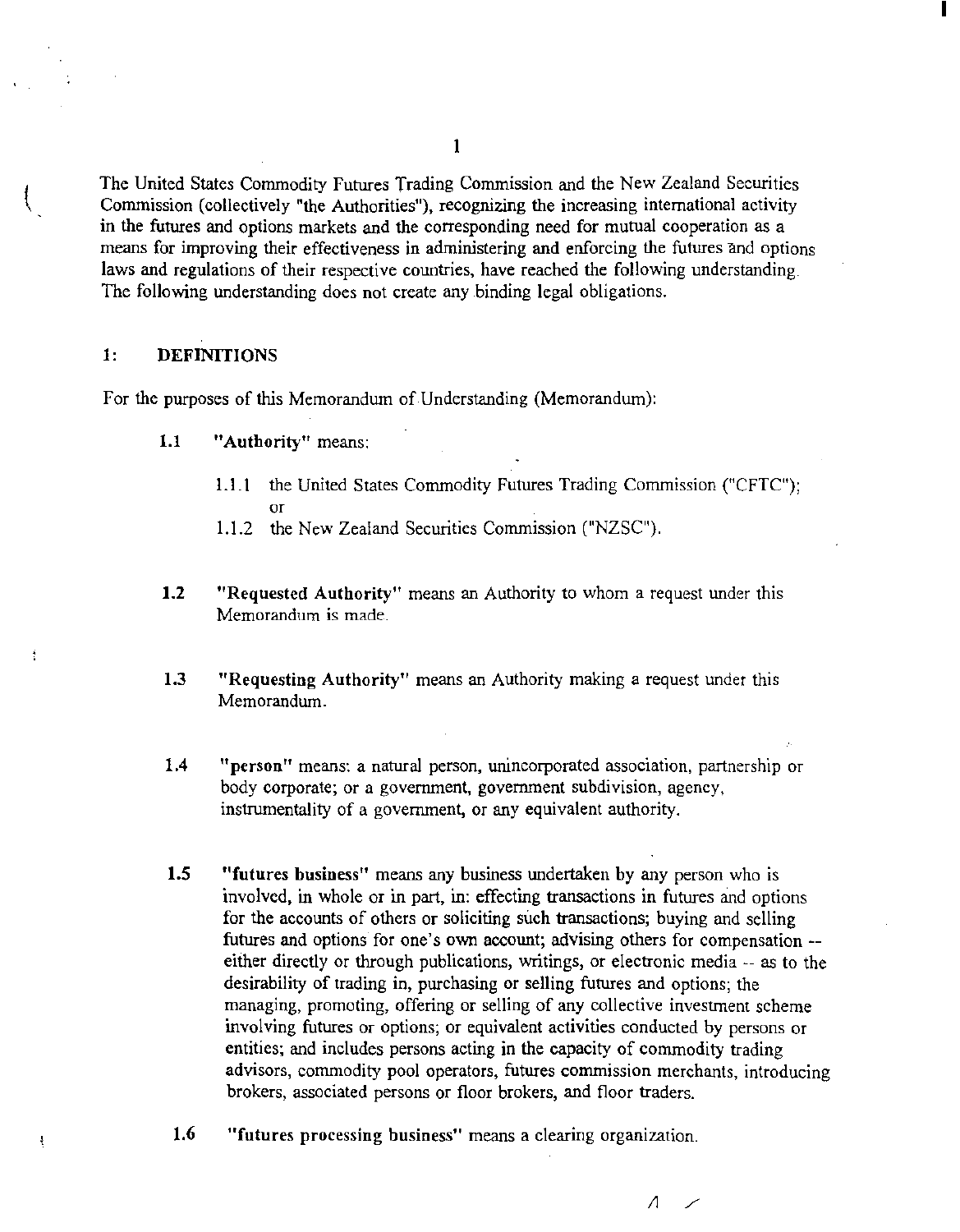The United States Commodity Futures Trading Commission and the New Zealand Securities Commission (collectively "the Authorities"), recognizing the increasing international activity in the futures and options markets and the corresponding need for mutual cooperation as a means for improving their effectiveness in administering and enforcing the futures and options laws and regulations of their respective countries, have reached the following understanding. The following understanding does not create any binding legal obligations.

## 1: DEFINITIONS

For the purposes of this Memorandum of Understanding (Memorandum):

**1.1** **"Authority"** means:

- 1.1.1 the United States Commodity Futures Trading Commission ("CFTC"); or
- 1.1.2 the New Zealand Securities Commission ("NZSC").

**1.2** **"Requested Authority"** means an Authority to whom a request under this Memorandum is made.

**1.3** **"Requesting Authority"** means an Authority making a request under this Memorandum.

**1.4** **"person"** means: a natural person, unincorporated association, partnership or body corporate; or a government, government subdivision, agency, instrumentality of a government, or any equivalent authority.

**1.5** **"futures business"** means any business undertaken by any person who is involved, in whole or in part, in: effecting transactions in futures and options for the accounts of others or soliciting such transactions; buying and selling futures and options for one's own account; advising others for compensation -- either directly or through publications, writings, or electronic media -- as to the desirability of trading in, purchasing or selling futures and options; the managing, promoting, offering or selling of any collective investment scheme involving futures or options; or equivalent activities conducted by persons or entities; and includes persons acting in the capacity of commodity trading advisors, commodity pool operators, futures commission merchants, introducing brokers, associated persons or floor brokers, and floor traders.

**1.6** **"futures processing business"** means a clearing organization.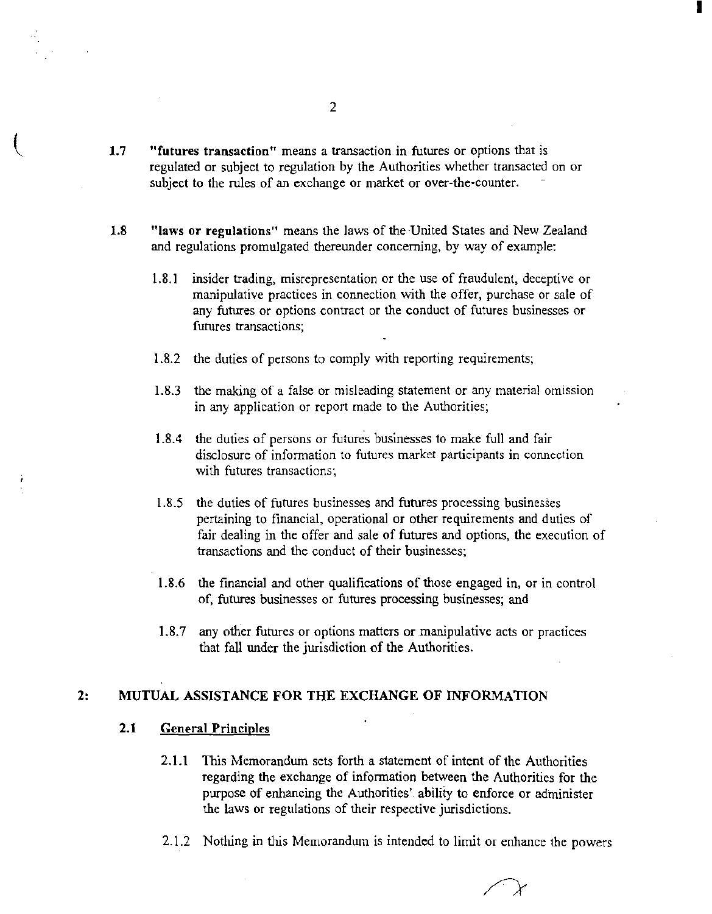**1.7** **"futures transaction"** means a transaction in futures or options that is regulated or subject to regulation by the Authorities whether transacted on or subject to the rules of an exchange or market or over-the-counter.

**1.8** **"laws or regulations"** means the laws of the United States and New Zealand and regulations promulgated thereunder concerning, by way of example:

1.8.1 insider trading, misrepresentation or the use of fraudulent, deceptive or manipulative practices in connection with the offer, purchase or sale of any futures or options contract or the conduct of futures businesses or futures transactions;

1.8.2 the duties of persons to comply with reporting requirements;

1.8.3 the making of a false or misleading statement or any material omission in any application or report made to the Authorities;

1.8.4 the duties of persons or futures businesses to make full and fair disclosure of information to futures market participants in connection with futures transactions;

1.8.5 the duties of futures businesses and futures processing businesses pertaining to financial, operational or other requirements and duties of fair dealing in the offer and sale of futures and options, the execution of transactions and the conduct of their businesses;

1.8.6 the financial and other qualifications of those engaged in, or in control of, futures businesses or futures processing businesses; and

1.8.7 any other futures or options matters or manipulative acts or practices that fall under the jurisdiction of the Authorities.

## 2: MUTUAL ASSISTANCE FOR THE EXCHANGE OF INFORMATION

### 2.1 General Principles

2.1.1 This Memorandum sets forth a statement of intent of the Authorities regarding the exchange of information between the Authorities for the purpose of enhancing the Authorities' ability to enforce or administer the laws or regulations of their respective jurisdictions.

2.1.2 Nothing in this Memorandum is intended to limit or enhance the powers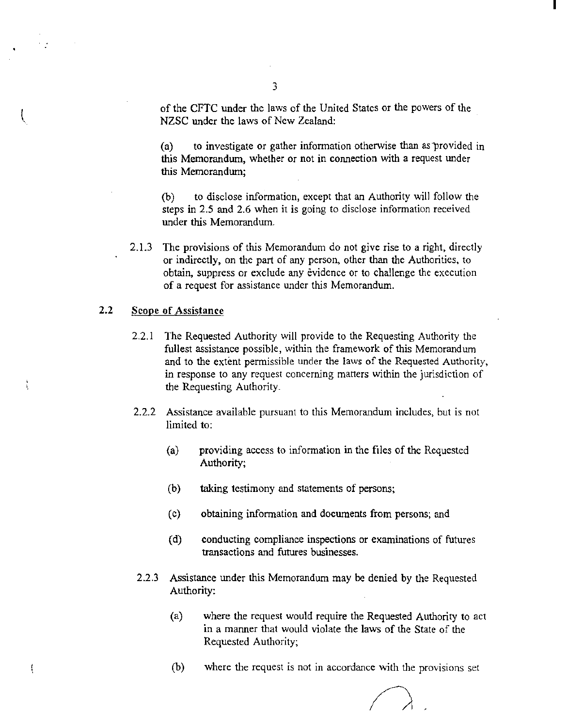of the CFTC under the laws of the United States or the powers of the NZSC under the laws of New Zealand:

(a) to investigate or gather information otherwise than as provided in this Memorandum, whether or not in connection with a request under this Memorandum;

(b) to disclose information, except that an Authority will follow the steps in 2.5 and 2.6 when it is going to disclose information received under this Memorandum.

2.1.3 The provisions of this Memorandum do not give rise to a right, directly or indirectly, on the part of any person, other than the Authorities, to obtain, suppress or exclude any evidence or to challenge the execution of a request for assistance under this Memorandum.

## 2.2 Scope of Assistance

2.2.1 The Requested Authority will provide to the Requesting Authority the fullest assistance possible, within the framework of this Memorandum and to the extent permissible under the laws of the Requested Authority, in response to any request concerning matters within the jurisdiction of the Requesting Authority.

2.2.2 Assistance available pursuant to this Memorandum includes, but is not limited to:

(a) providing access to information in the files of the Requested Authority;

(b) taking testimony and statements of persons;

(c) obtaining information and documents from persons; and

(d) conducting compliance inspections or examinations of futures transactions and futures businesses.

2.2.3 Assistance under this Memorandum may be denied by the Requested Authority:

(a) where the request would require the Requested Authority to act in a manner that would violate the laws of the State of the Requested Authority;

(b) where the request is not in accordance with the provisions set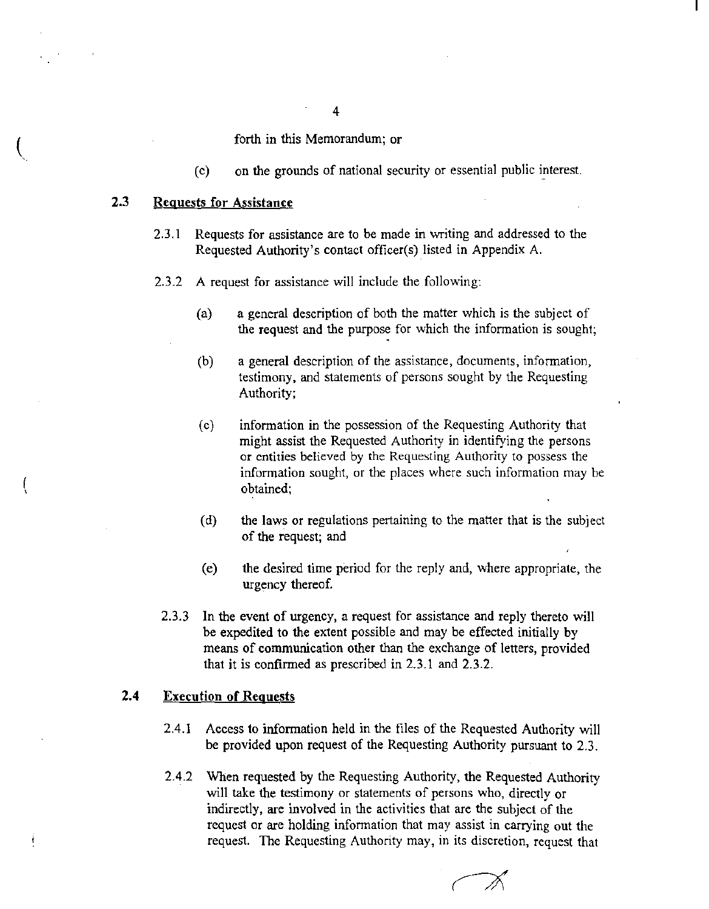forth in this Memorandum; or

(c) on the grounds of national security or essential public interest.

## 2.3 Requests for Assistance

2.3.1 Requests for assistance are to be made in writing and addressed to the Requested Authority's contact officer(s) listed in Appendix A.

2.3.2 A request for assistance will include the following:

(a) a general description of both the matter which is the subject of the request and the purpose for which the information is sought;

(b) a general description of the assistance, documents, information, testimony, and statements of persons sought by the Requesting Authority;

(c) information in the possession of the Requesting Authority that might assist the Requested Authority in identifying the persons or entities believed by the Requesting Authority to possess the information sought, or the places where such information may be obtained;

(d) the laws or regulations pertaining to the matter that is the subject of the request; and

(e) the desired time period for the reply and, where appropriate, the urgency thereof.

2.3.3 In the event of urgency, a request for assistance and reply thereto will be expedited to the extent possible and may be effected initially by means of communication other than the exchange of letters, provided that it is confirmed as prescribed in 2.3.1 and 2.3.2.

## 2.4 Execution of Requests

2.4.1 Access to information held in the files of the Requested Authority will be provided upon request of the Requesting Authority pursuant to 2.3.

2.4.2 When requested by the Requesting Authority, the Requested Authority will take the testimony or statements of persons who, directly or indirectly, are involved in the activities that are the subject of the request or are holding information that may assist in carrying out the request. The Requesting Authority may, in its discretion, request that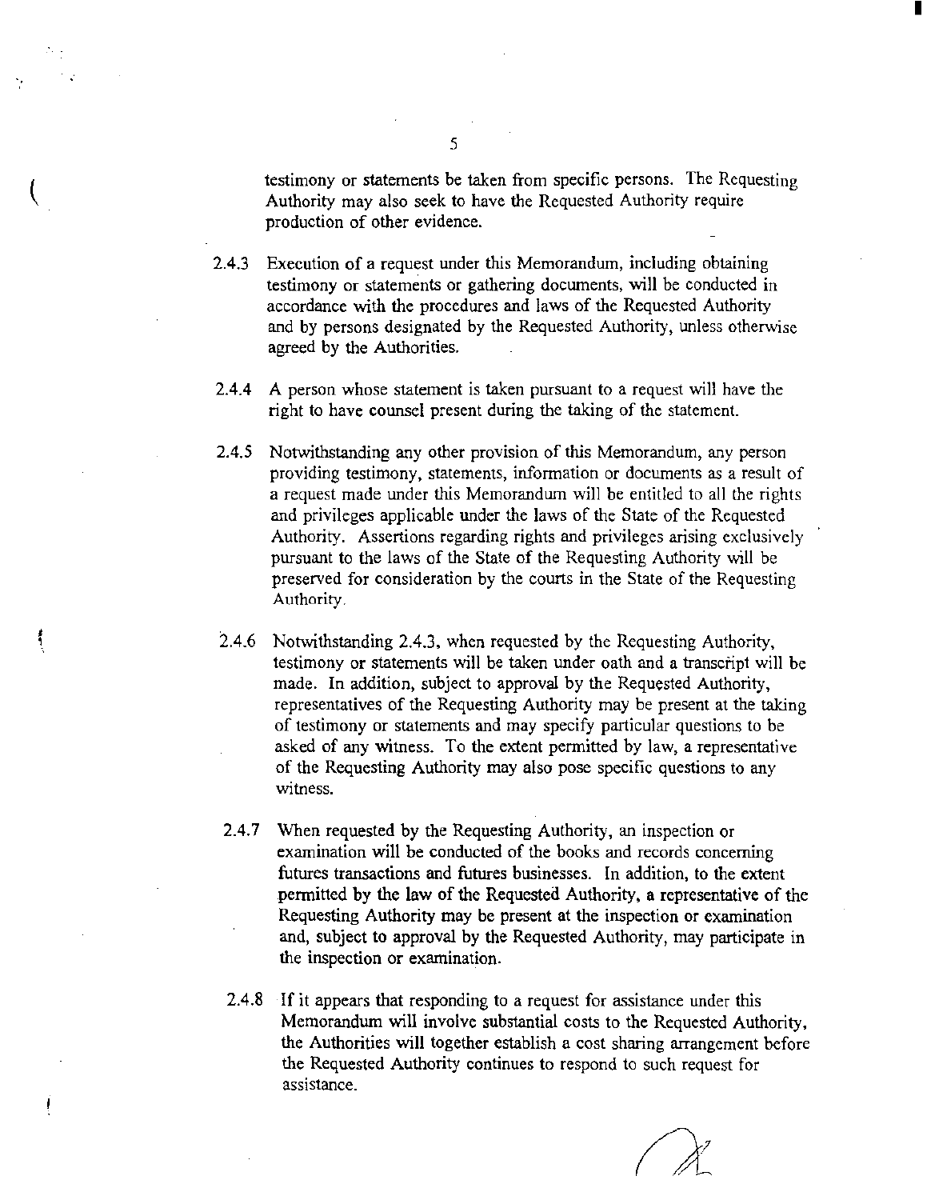testimony or statements be taken from specific persons. The Requesting Authority may also seek to have the Requested Authority require production of other evidence.

2.4.3 Execution of a request under this Memorandum, including obtaining testimony or statements or gathering documents, will be conducted in accordance with the procedures and laws of the Requested Authority and by persons designated by the Requested Authority, unless otherwise agreed by the Authorities.

2.4.4 A person whose statement is taken pursuant to a request will have the right to have counsel present during the taking of the statement.

2.4.5 Notwithstanding any other provision of this Memorandum, any person providing testimony, statements, information or documents as a result of a request made under this Memorandum will be entitled to all the rights and privileges applicable under the laws of the State of the Requested Authority. Assertions regarding rights and privileges arising exclusively pursuant to the laws of the State of the Requesting Authority will be preserved for consideration by the courts in the State of the Requesting Authority.

2.4.6 Notwithstanding 2.4.3, when requested by the Requesting Authority, testimony or statements will be taken under oath and a transcript will be made. In addition, subject to approval by the Requested Authority, representatives of the Requesting Authority may be present at the taking of testimony or statements and may specify particular questions to be asked of any witness. To the extent permitted by law, a representative of the Requesting Authority may also pose specific questions to any witness.

2.4.7 When requested by the Requesting Authority, an inspection or examination will be conducted of the books and records concerning futures transactions and futures businesses. In addition, to the extent permitted by the law of the Requested Authority, a representative of the Requesting Authority may be present at the inspection or examination and, subject to approval by the Requested Authority, may participate in the inspection or examination.

2.4.8 If it appears that responding to a request for assistance under this Memorandum will involve substantial costs to the Requested Authority, the Authorities will together establish a cost sharing arrangement before the Requested Authority continues to respond to such request for assistance.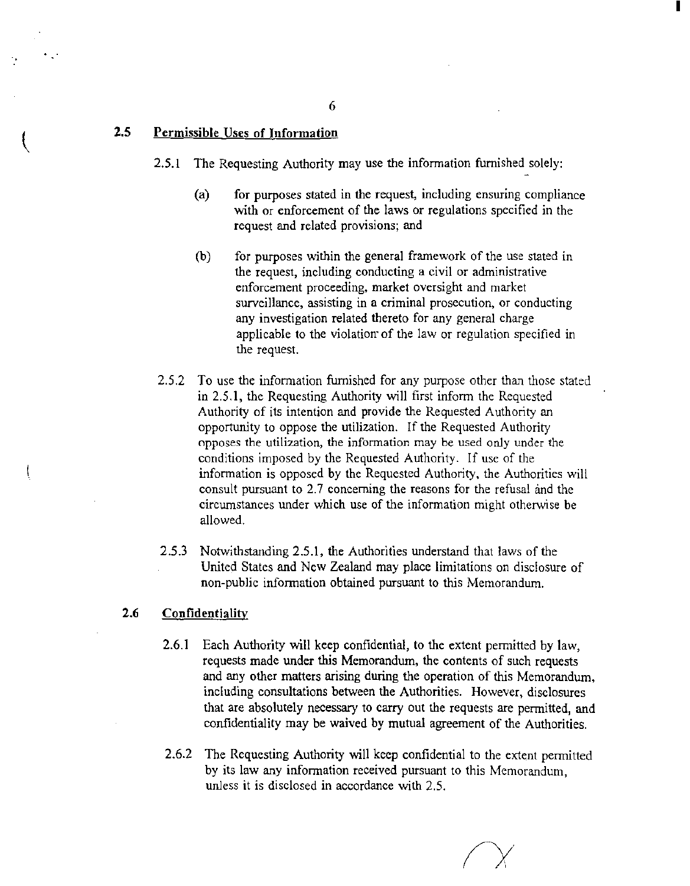### 2.5 Permissible Uses of Information

2.5.1 The Requesting Authority may use the information furnished solely:

(a) for purposes stated in the request, including ensuring compliance with or enforcement of the laws or regulations specified in the request and related provisions; and

(b) for purposes within the general framework of the use stated in the request, including conducting a civil or administrative enforcement proceeding, market oversight and market surveillance, assisting in a criminal prosecution, or conducting any investigation related thereto for any general charge applicable to the violation of the law or regulation specified in the request.

2.5.2 To use the information furnished for any purpose other than those stated in 2.5.1, the Requesting Authority will first inform the Requested Authority of its intention and provide the Requested Authority an opportunity to oppose the utilization. If the Requested Authority opposes the utilization, the information may be used only under the conditions imposed by the Requested Authority. If use of the information is opposed by the Requested Authority, the Authorities will consult pursuant to 2.7 concerning the reasons for the refusal and the circumstances under which use of the information might otherwise be allowed.

2.5.3 Notwithstanding 2.5.1, the Authorities understand that laws of the United States and New Zealand may place limitations on disclosure of non-public information obtained pursuant to this Memorandum.

### 2.6 Confidentiality

2.6.1 Each Authority will keep confidential, to the extent permitted by law, requests made under this Memorandum, the contents of such requests and any other matters arising during the operation of this Memorandum, including consultations between the Authorities. However, disclosures that are absolutely necessary to carry out the requests are permitted, and confidentiality may be waived by mutual agreement of the Authorities.

2.6.2 The Requesting Authority will keep confidential to the extent permitted by its law any information received pursuant to this Memorandum, unless it is disclosed in accordance with 2.5.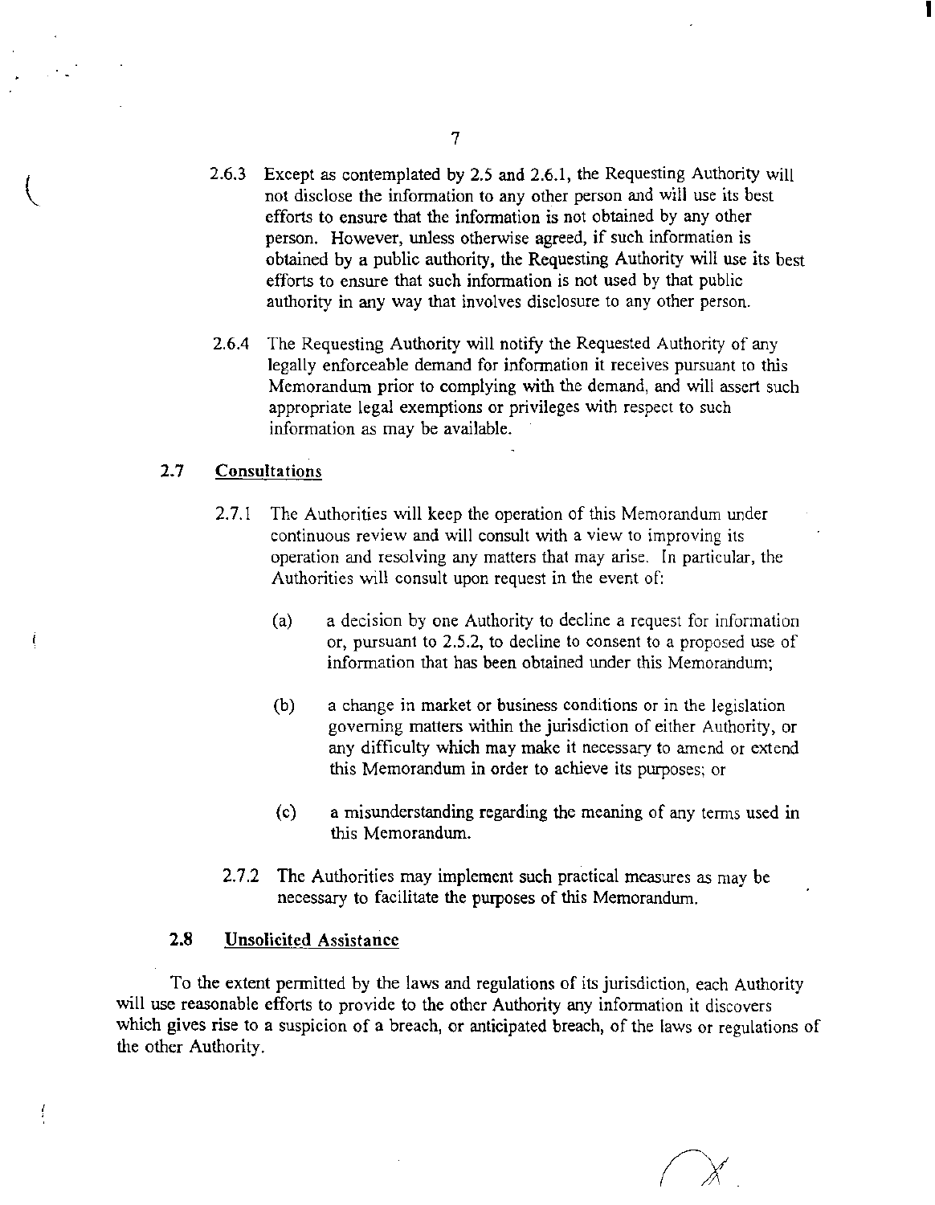2.6.3 Except as contemplated by 2.5 and 2.6.1, the Requesting Authority will not disclose the information to any other person and will use its best efforts to ensure that the information is not obtained by any other person. However, unless otherwise agreed, if such information is obtained by a public authority, the Requesting Authority will use its best efforts to ensure that such information is not used by that public authority in any way that involves disclosure to any other person.

2.6.4 The Requesting Authority will notify the Requested Authority of any legally enforceable demand for information it receives pursuant to this Memorandum prior to complying with the demand, and will assert such appropriate legal exemptions or privileges with respect to such information as may be available.

## 2.7 Consultations

2.7.1 The Authorities will keep the operation of this Memorandum under continuous review and will consult with a view to improving its operation and resolving any matters that may arise. In particular, the Authorities will consult upon request in the event of:

(a) a decision by one Authority to decline a request for information or, pursuant to 2.5.2, to decline to consent to a proposed use of information that has been obtained under this Memorandum;

(b) a change in market or business conditions or in the legislation governing matters within the jurisdiction of either Authority, or any difficulty which may make it necessary to amend or extend this Memorandum in order to achieve its purposes; or

(c) a misunderstanding regarding the meaning of any terms used in this Memorandum.

2.7.2 The Authorities may implement such practical measures as may be necessary to facilitate the purposes of this Memorandum.

## 2.8 Unsolicited Assistance

To the extent permitted by the laws and regulations of its jurisdiction, each Authority will use reasonable efforts to provide to the other Authority any information it discovers which gives rise to a suspicion of a breach, or anticipated breach, of the laws or regulations of the other Authority.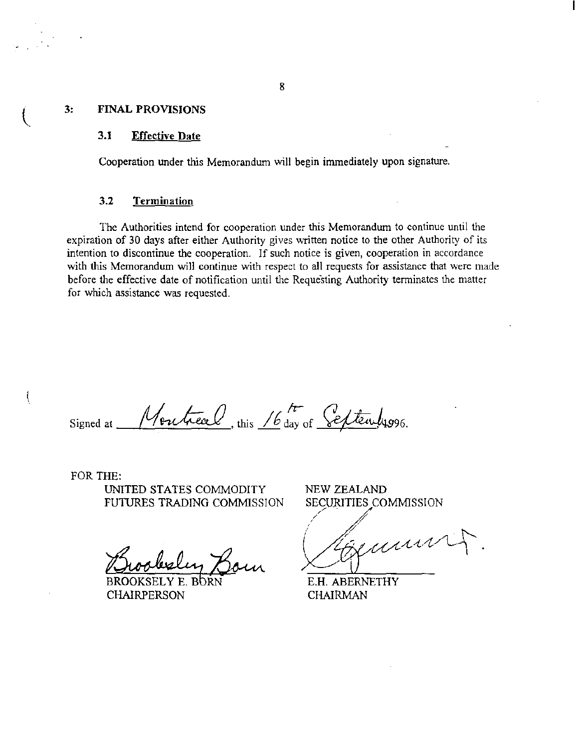## 3: FINAL PROVISIONS

### 3.1 Effective Date

Cooperation under this Memorandum will begin immediately upon signature.

### 3.2 Termination

The Authorities intend for cooperation under this Memorandum to continue until the expiration of 30 days after either Authority gives written notice to the other Authority of its intention to discontinue the cooperation. If such notice is given, cooperation in accordance with this Memorandum will continue with respect to all requests for assistance that were made before the effective date of notification until the Requesting Authority terminates the matter for which assistance was requested.

Signed at Montreal, this 16th day of September 1996.

FOR THE:

| | |
|---|---|
| UNITED STATES COMMODITY FUTURES TRADING COMMISSION | NEW ZEALAND SECURITIES COMMISSION |
| Brooksley Born | (signature) |
| BROOKSELY E. BORN | E.H. ABERNETHY |
| CHAIRPERSON | CHAIRMAN |